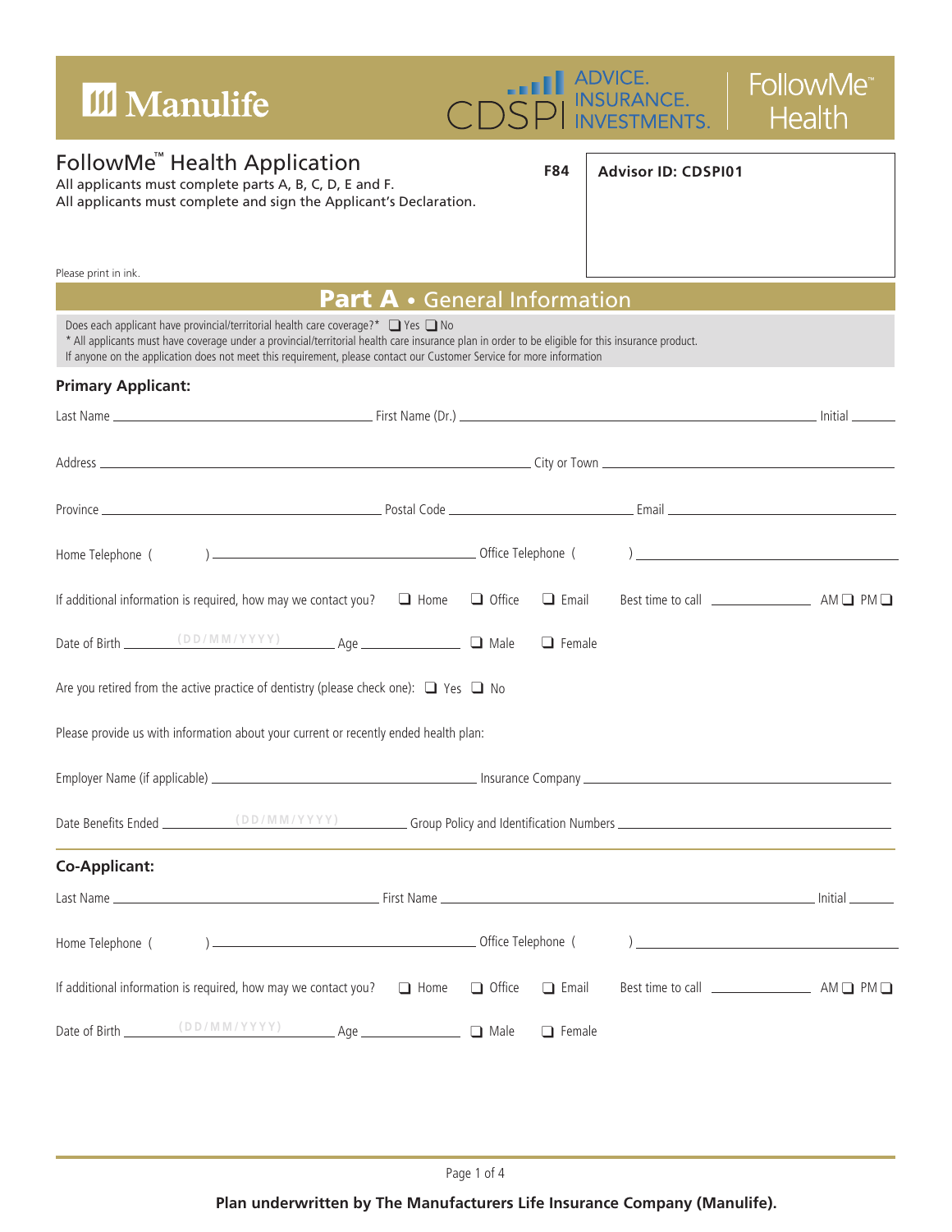Manulife

CDSPI ADVICE. INSURANCE. INVESTMENTS.

FollowMe™ Health

# FollowMe™ Health Application

All applicants must complete parts A, B, C, D, E and F.
All applicants must complete and sign the Applicant's Declaration.

**F84**

**Advisor ID: CDSPI01**

Please print in ink.

## Part A • General Information

Does each applicant have provincial/territorial health care coverage?* ❑ Yes ❑ No
* All applicants must have coverage under a provincial/territorial health care insurance plan in order to be eligible for this insurance product.
If anyone on the application does not meet this requirement, please contact our Customer Service for more information

### Primary Applicant:

Last Name ____________ First Name (Dr.) ____________ Initial ______

Address ____________ City or Town ____________

Province ____________ Postal Code ____________ Email ____________

Home Telephone ( ) ____________ Office Telephone ( ) ____________

If additional information is required, how may we contact you? ❑ Home ❑ Office ❑ Email Best time to call ________ AM ❑ PM ❑

Date of Birth (DD/MM/YYYY) ________ Age ________ ❑ Male ❑ Female

Are you retired from the active practice of dentistry (please check one): ❑ Yes ❑ No

Please provide us with information about your current or recently ended health plan:

Employer Name (if applicable) ____________ Insurance Company ____________

Date Benefits Ended (DD/MM/YYYY) ________ Group Policy and Identification Numbers ____________

### Co-Applicant:

Last Name ____________ First Name ____________ Initial ______

Home Telephone ( ) ____________ Office Telephone ( ) ____________

If additional information is required, how may we contact you? ❑ Home ❑ Office ❑ Email Best time to call ________ AM ❑ PM ❑

Date of Birth (DD/MM/YYYY) ________ Age ________ ❑ Male ❑ Female

**Plan underwritten by The Manufacturers Life Insurance Company (Manulife).**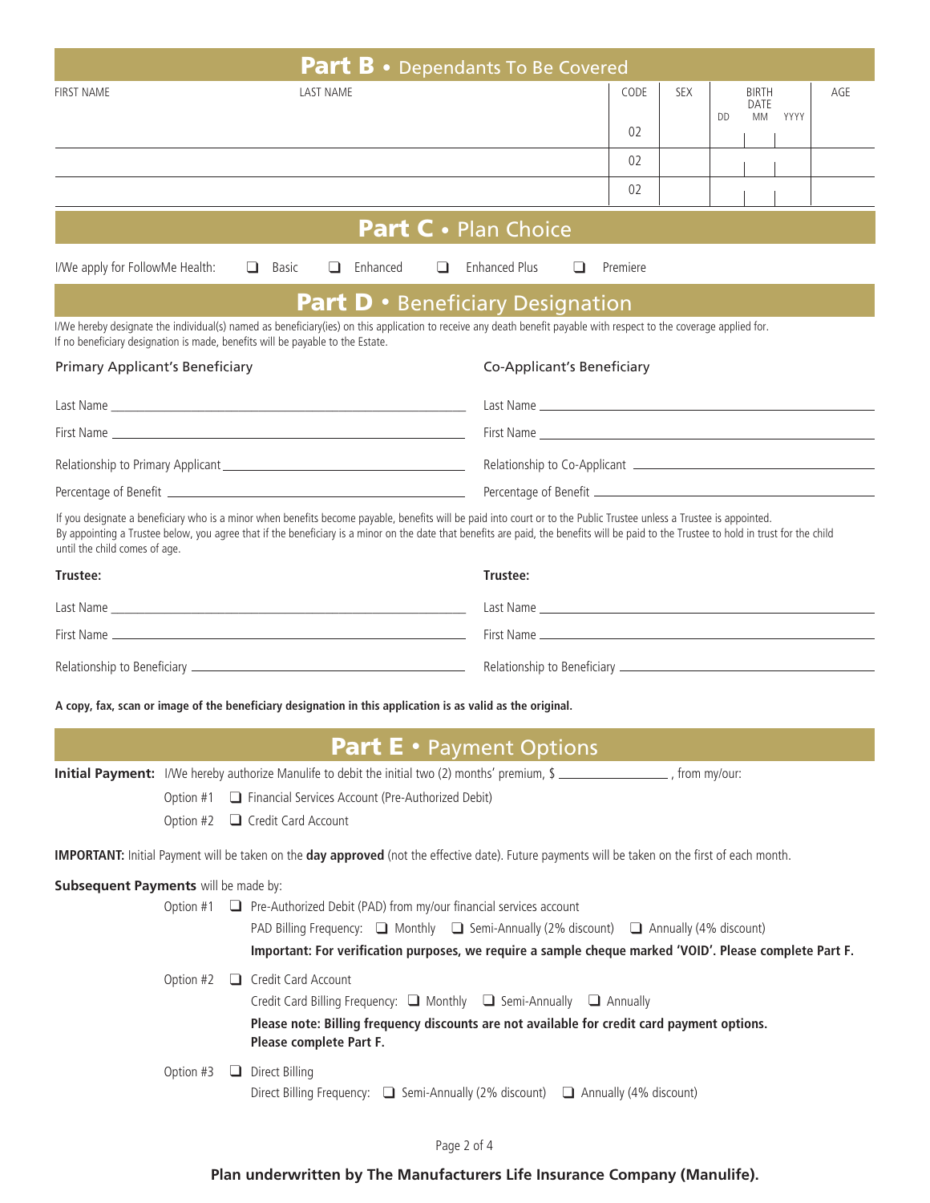## Part B • Dependants To Be Covered

| FIRST NAME | LAST NAME | CODE | SEX | BIRTH DATE DD | MM | YYYY | AGE |
|---|---|---|---|---|---|---|---|
| | | 02 | | | | | |
| | | 02 | | | | | |
| | | 02 | | | | | |

## Part C • Plan Choice

I/We apply for FollowMe Health: ☐ Basic ☐ Enhanced ☐ Enhanced Plus ☐ Premiere

## Part D • Beneficiary Designation

I/We hereby designate the individual(s) named as beneficiary(ies) on this application to receive any death benefit payable with respect to the coverage applied for. If no beneficiary designation is made, benefits will be payable to the Estate.

**Primary Applicant's Beneficiary**

Last Name ______________________

First Name ______________________

Relationship to Primary Applicant ______________________

Percentage of Benefit ______________________

**Co-Applicant's Beneficiary**

Last Name ______________________

First Name ______________________

Relationship to Co-Applicant ______________________

Percentage of Benefit ______________________

If you designate a beneficiary who is a minor when benefits become payable, benefits will be paid into court or to the Public Trustee unless a Trustee is appointed. By appointing a Trustee below, you agree that if the beneficiary is a minor on the date that benefits are paid, the benefits will be paid to the Trustee to hold in trust for the child until the child comes of age.

**Trustee:**

Last Name ______________________

First Name ______________________

Relationship to Beneficiary ______________________

**Trustee:**

Last Name ______________________

First Name ______________________

Relationship to Beneficiary ______________________

**A copy, fax, scan or image of the beneficiary designation in this application is as valid as the original.**

## Part E • Payment Options

**Initial Payment:** I/We hereby authorize Manulife to debit the initial two (2) months' premium, $ ______________, from my/our:

Option #1 ☐ Financial Services Account (Pre-Authorized Debit)

Option #2 ☐ Credit Card Account

**IMPORTANT:** Initial Payment will be taken on the **day approved** (not the effective date). Future payments will be taken on the first of each month.

**Subsequent Payments** will be made by:

Option #1 ☐ Pre-Authorized Debit (PAD) from my/our financial services account

PAD Billing Frequency: ☐ Monthly ☐ Semi-Annually (2% discount) ☐ Annually (4% discount)

**Important: For verification purposes, we require a sample cheque marked 'VOID'. Please complete Part F.**

Option #2 ☐ Credit Card Account

Credit Card Billing Frequency: ☐ Monthly ☐ Semi-Annually ☐ Annually

**Please note: Billing frequency discounts are not available for credit card payment options. Please complete Part F.**

Option #3 ☐ Direct Billing

Direct Billing Frequency: ☐ Semi-Annually (2% discount) ☐ Annually (4% discount)

**Plan underwritten by The Manufacturers Life Insurance Company (Manulife).**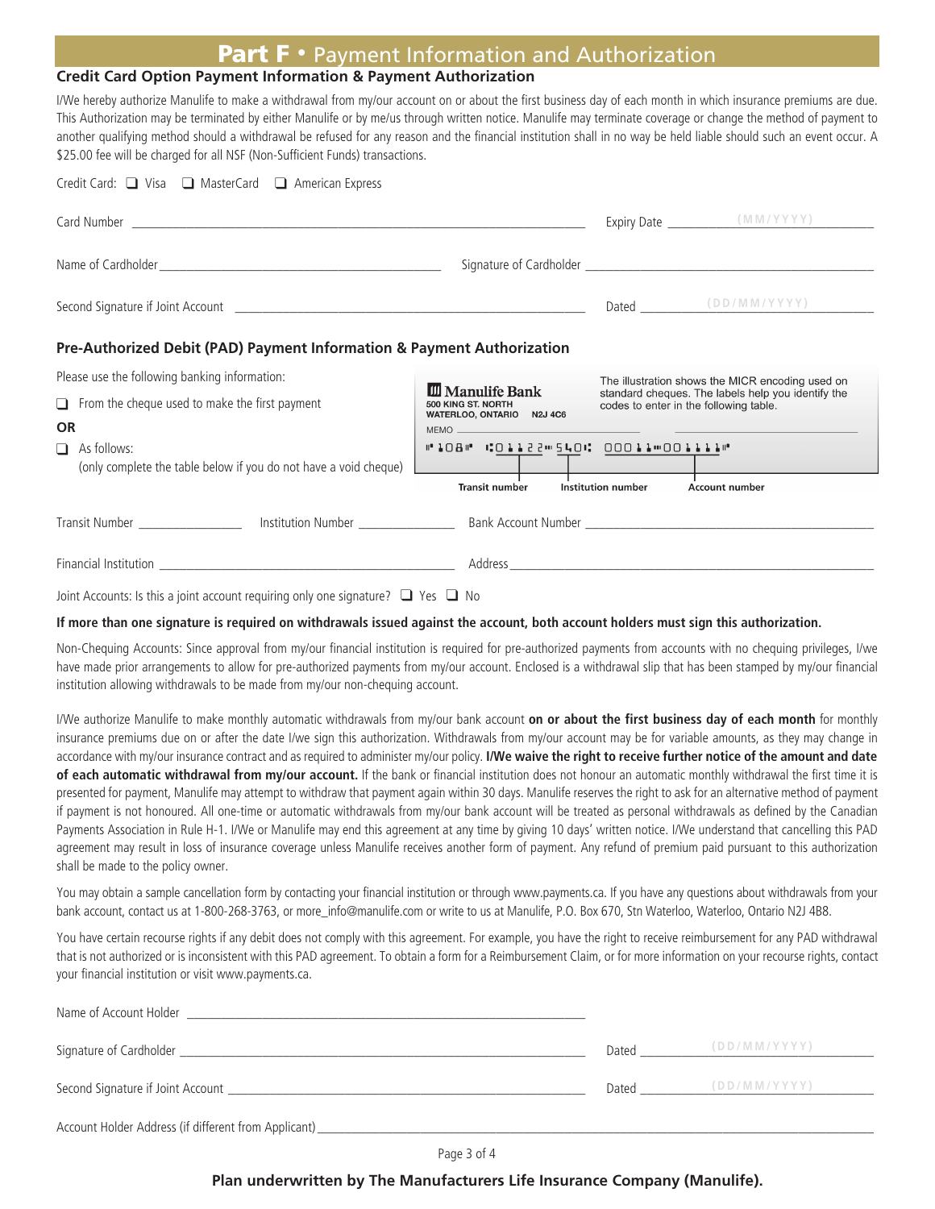# Part F • Payment Information and Authorization

## Credit Card Option Payment Information & Payment Authorization

I/We hereby authorize Manulife to make a withdrawal from my/our account on or about the first business day of each month in which insurance premiums are due. This Authorization may be terminated by either Manulife or by me/us through written notice. Manulife may terminate coverage or change the method of payment to another qualifying method should a withdrawal be refused for any reason and the financial institution shall in no way be held liable should such an event occur. A $25.00 fee will be charged for all NSF (Non-Sufficient Funds) transactions.

Credit Card: ❑ Visa ❑ MasterCard ❑ American Express

Card Number ______________________________ Expiry Date ______ (MM/YYYY)

Name of Cardholder ______________________________ Signature of Cardholder ______________________________

Second Signature if Joint Account ______________________________ Dated ______ (DD/MM/YYYY)

## Pre-Authorized Debit (PAD) Payment Information & Payment Authorization

Please use the following banking information:

❑ From the cheque used to make the first payment

**OR**

❑ As follows:
(only complete the table below if you do not have a void cheque)

Manulife Bank
500 KING ST. NORTH
WATERLOO, ONTARIO N2J 4C6
MEMO

The illustration shows the MICR encoding used on standard cheques. The labels help you identify the codes to enter in the following table.

Transit number | Institution number | Account number

Transit Number ________ Institution Number ________ Bank Account Number ______________________________

Financial Institution ______________________________ Address ______________________________

Joint Accounts: Is this a joint account requiring only one signature? ❑ Yes ❑ No

**If more than one signature is required on withdrawals issued against the account, both account holders must sign this authorization.**

Non-Chequing Accounts: Since approval from my/our financial institution is required for pre-authorized payments from accounts with no chequing privileges, I/we have made prior arrangements to allow for pre-authorized payments from my/our account. Enclosed is a withdrawal slip that has been stamped by my/our financial institution allowing withdrawals to be made from my/our non-chequing account.

I/We authorize Manulife to make monthly automatic withdrawals from my/our bank account **on or about the first business day of each month** for monthly insurance premiums due on or after the date I/we sign this authorization. Withdrawals from my/our account may be for variable amounts, as they may change in accordance with my/our insurance contract and as required to administer my/our policy. **I/We waive the right to receive further notice of the amount and date of each automatic withdrawal from my/our account.** If the bank or financial institution does not honour an automatic monthly withdrawal the first time it is presented for payment, Manulife may attempt to withdraw that payment again within 30 days. Manulife reserves the right to ask for an alternative method of payment if payment is not honoured. All one-time or automatic withdrawals from my/our bank account will be treated as personal withdrawals as defined by the Canadian Payments Association in Rule H-1. I/We or Manulife may end this agreement at any time by giving 10 days' written notice. I/We understand that cancelling this PAD agreement may result in loss of insurance coverage unless Manulife receives another form of payment. Any refund of premium paid pursuant to this authorization shall be made to the policy owner.

You may obtain a sample cancellation form by contacting your financial institution or through www.payments.ca. If you have any questions about withdrawals from your bank account, contact us at 1-800-268-3763, or more_info@manulife.com or write to us at Manulife, P.O. Box 670, Stn Waterloo, Waterloo, Ontario N2J 4B8.

You have certain recourse rights if any debit does not comply with this agreement. For example, you have the right to receive reimbursement for any PAD withdrawal that is not authorized or is inconsistent with this PAD agreement. To obtain a form for a Reimbursement Claim, or for more information on your recourse rights, contact your financial institution or visit www.payments.ca.

Name of Account Holder ______________________________

Signature of Cardholder ______________________________ Dated ______ (DD/MM/YYYY)

Second Signature if Joint Account ______________________________ Dated ______ (DD/MM/YYYY)

Account Holder Address (if different from Applicant) ______________________________

**Plan underwritten by The Manufacturers Life Insurance Company (Manulife).**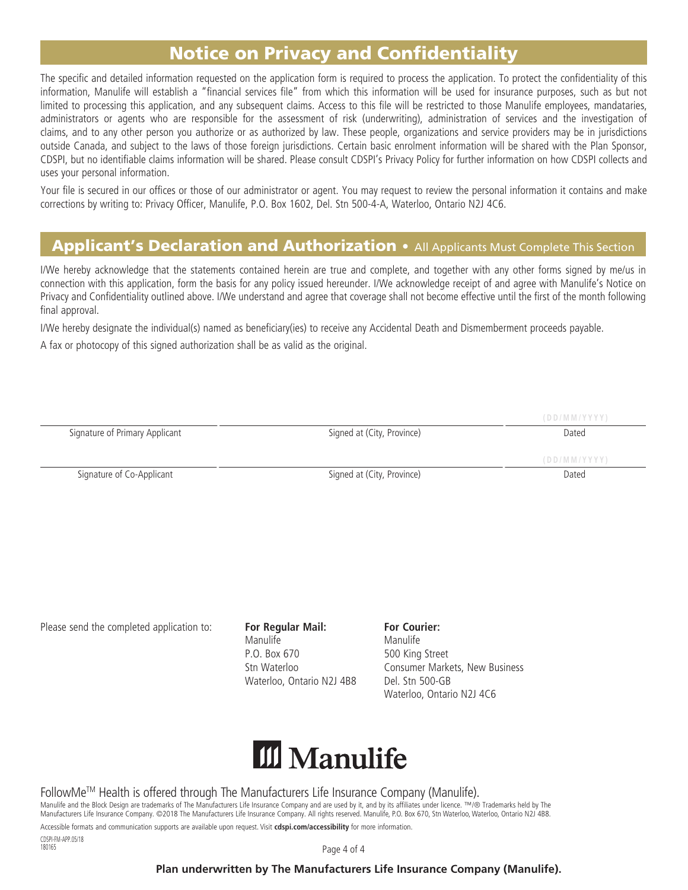## Notice on Privacy and Confidentiality

The specific and detailed information requested on the application form is required to process the application. To protect the confidentiality of this information, Manulife will establish a "financial services file" from which this information will be used for insurance purposes, such as but not limited to processing this application, and any subsequent claims. Access to this file will be restricted to those Manulife employees, mandataries, administrators or agents who are responsible for the assessment of risk (underwriting), administration of services and the investigation of claims, and to any other person you authorize or as authorized by law. These people, organizations and service providers may be in jurisdictions outside Canada, and subject to the laws of those foreign jurisdictions. Certain basic enrolment information will be shared with the Plan Sponsor, CDSPI, but no identifiable claims information will be shared. Please consult CDSPI's Privacy Policy for further information on how CDSPI collects and uses your personal information.

Your file is secured in our offices or those of our administrator or agent. You may request to review the personal information it contains and make corrections by writing to: Privacy Officer, Manulife, P.O. Box 1602, Del. Stn 500-4-A, Waterloo, Ontario N2J 4C6.

## Applicant's Declaration and Authorization • All Applicants Must Complete This Section

I/We hereby acknowledge that the statements contained herein are true and complete, and together with any other forms signed by me/us in connection with this application, form the basis for any policy issued hereunder. I/We acknowledge receipt of and agree with Manulife's Notice on Privacy and Confidentiality outlined above. I/We understand and agree that coverage shall not become effective until the first of the month following final approval.

I/We hereby designate the individual(s) named as beneficiary(ies) to receive any Accidental Death and Dismemberment proceeds payable.

A fax or photocopy of this signed authorization shall be as valid as the original.

| | | |
|---|---|---|
| | | (DD/MM/YYYY) |
| Signature of Primary Applicant | Signed at (City, Province) | Dated |
| | | (DD/MM/YYYY) |
| Signature of Co-Applicant | Signed at (City, Province) | Dated |

Please send the completed application to:

**For Regular Mail:**
Manulife
P.O. Box 670
Stn Waterloo
Waterloo, Ontario N2J 4B8

**For Courier:**
Manulife
500 King Street
Consumer Markets, New Business
Del. Stn 500-GB
Waterloo, Ontario N2J 4C6

Manulife

FollowMe™ Health is offered through The Manufacturers Life Insurance Company (Manulife).

Manulife and the Block Design are trademarks of The Manufacturers Life Insurance Company and are used by it, and by its affiliates under licence. ™/® Trademarks held by The Manufacturers Life Insurance Company. ©2018 The Manufacturers Life Insurance Company. All rights reserved. Manulife, P.O. Box 670, Stn Waterloo, Waterloo, Ontario N2J 4B8.

Accessible formats and communication supports are available upon request. Visit **cdspi.com/accessibility** for more information.

CDSPI-FM-APP.05/18
180165

**Plan underwritten by The Manufacturers Life Insurance Company (Manulife).**